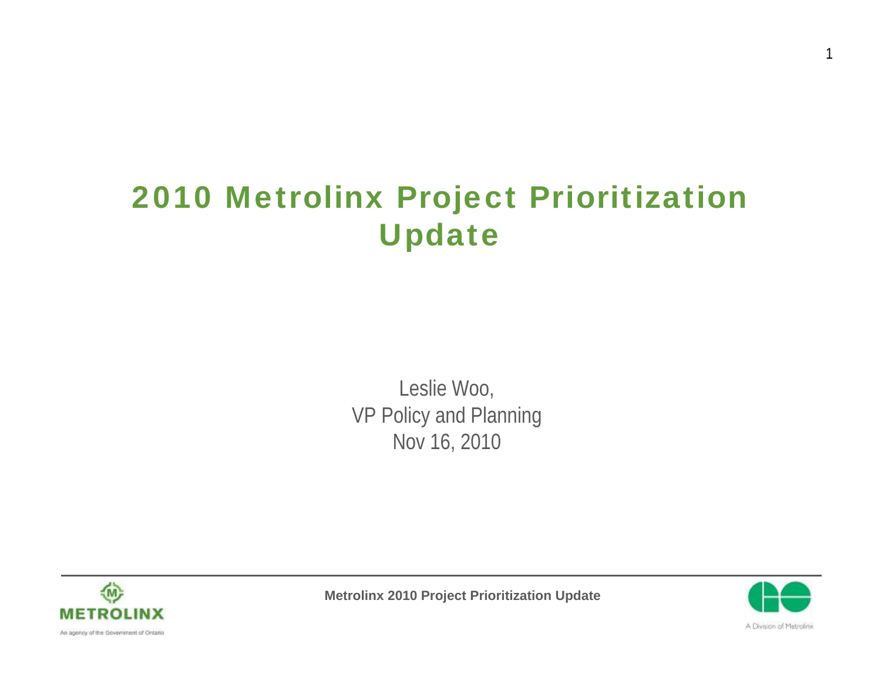# 2010 Metrolinx Project Prioritization Update

Leslie Woo,
VP Policy and Planning
Nov 16, 2010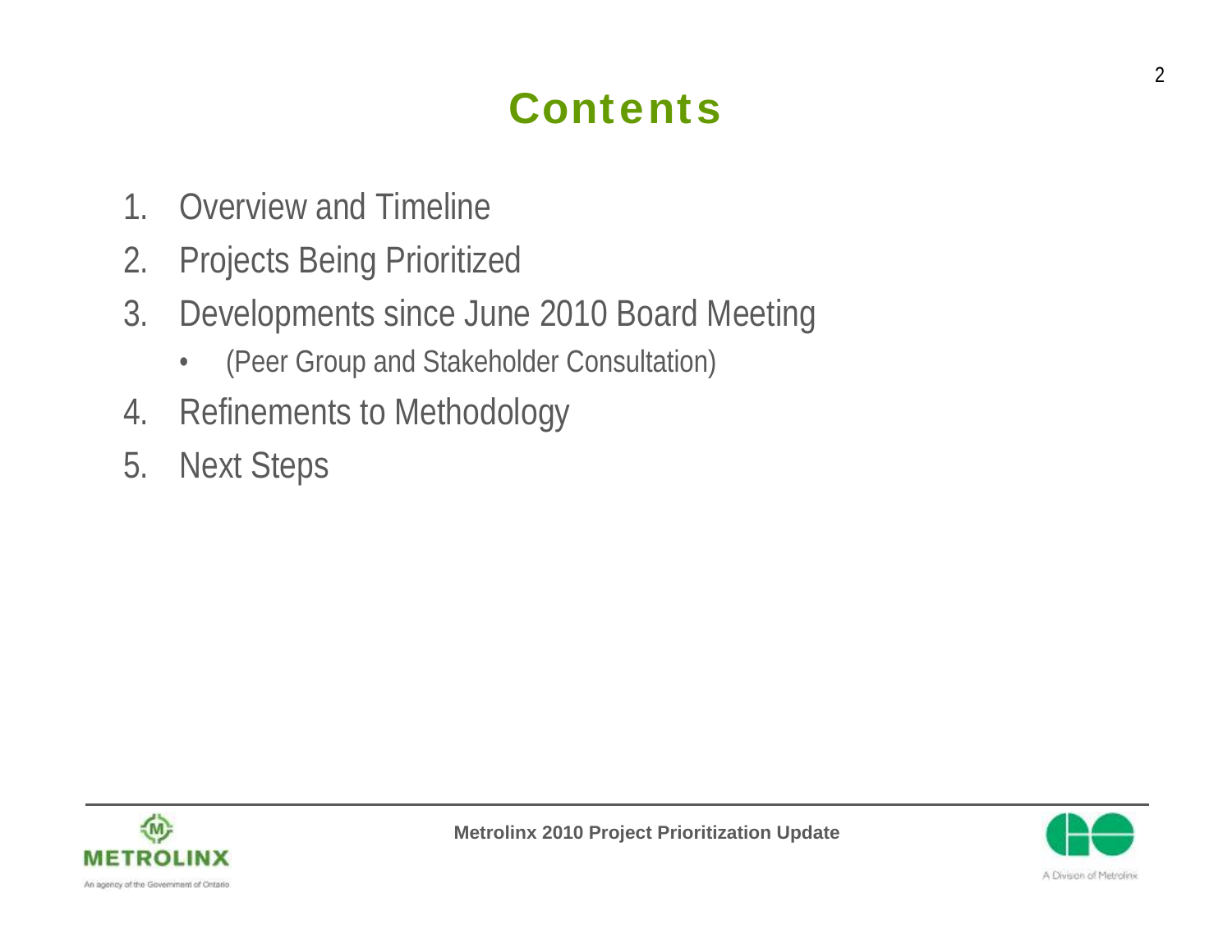# Contents

1. Overview and Timeline
2. Projects Being Prioritized
3. Developments since June 2010 Board Meeting
   - (Peer Group and Stakeholder Consultation)
4. Refinements to Methodology
5. Next Steps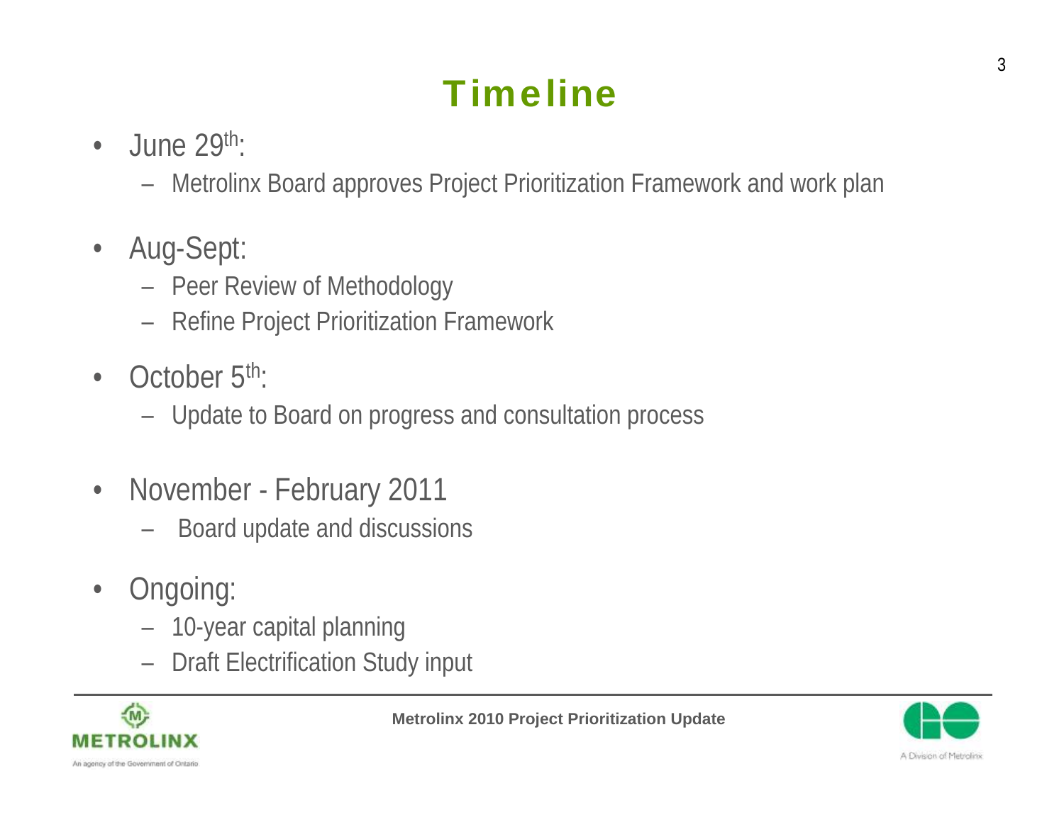# Timeline

- June 29th:
  - Metrolinx Board approves Project Prioritization Framework and work plan
- Aug-Sept:
  - Peer Review of Methodology
  - Refine Project Prioritization Framework
- October 5th:
  - Update to Board on progress and consultation process
- November - February 2011
  - Board update and discussions
- Ongoing:
  - 10-year capital planning
  - Draft Electrification Study input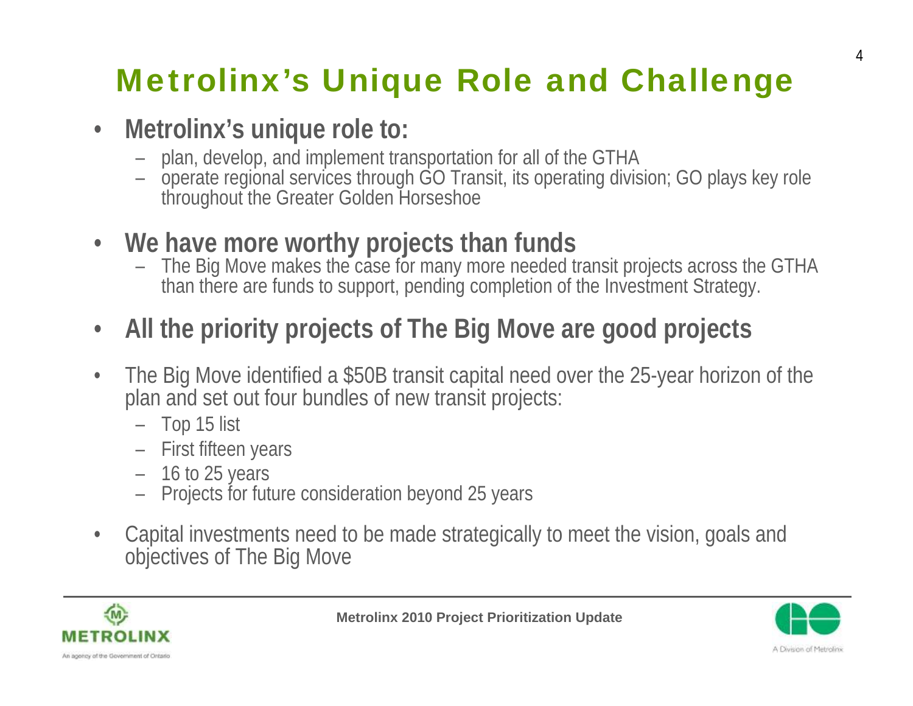# Metrolinx's Unique Role and Challenge

- **Metrolinx's unique role to:**
  - plan, develop, and implement transportation for all of the GTHA
  - operate regional services through GO Transit, its operating division; GO plays key role throughout the Greater Golden Horseshoe
- **We have more worthy projects than funds**
  - The Big Move makes the case for many more needed transit projects across the GTHA than there are funds to support, pending completion of the Investment Strategy.
- **All the priority projects of The Big Move are good projects**
- The Big Move identified a $50B transit capital need over the 25-year horizon of the plan and set out four bundles of new transit projects:
  - Top 15 list
  - First fifteen years
  - 16 to 25 years
  - Projects for future consideration beyond 25 years
- Capital investments need to be made strategically to meet the vision, goals and objectives of The Big Move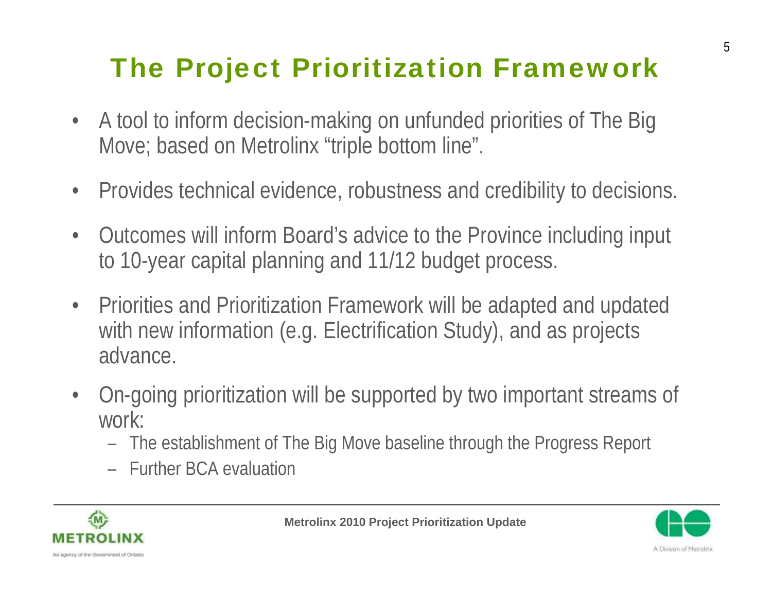# The Project Prioritization Framework

- A tool to inform decision-making on unfunded priorities of The Big Move; based on Metrolinx "triple bottom line".
- Provides technical evidence, robustness and credibility to decisions.
- Outcomes will inform Board's advice to the Province including input to 10-year capital planning and 11/12 budget process.
- Priorities and Prioritization Framework will be adapted and updated with new information (e.g. Electrification Study), and as projects advance.
- On-going prioritization will be supported by two important streams of work:
  - The establishment of The Big Move baseline through the Progress Report
  - Further BCA evaluation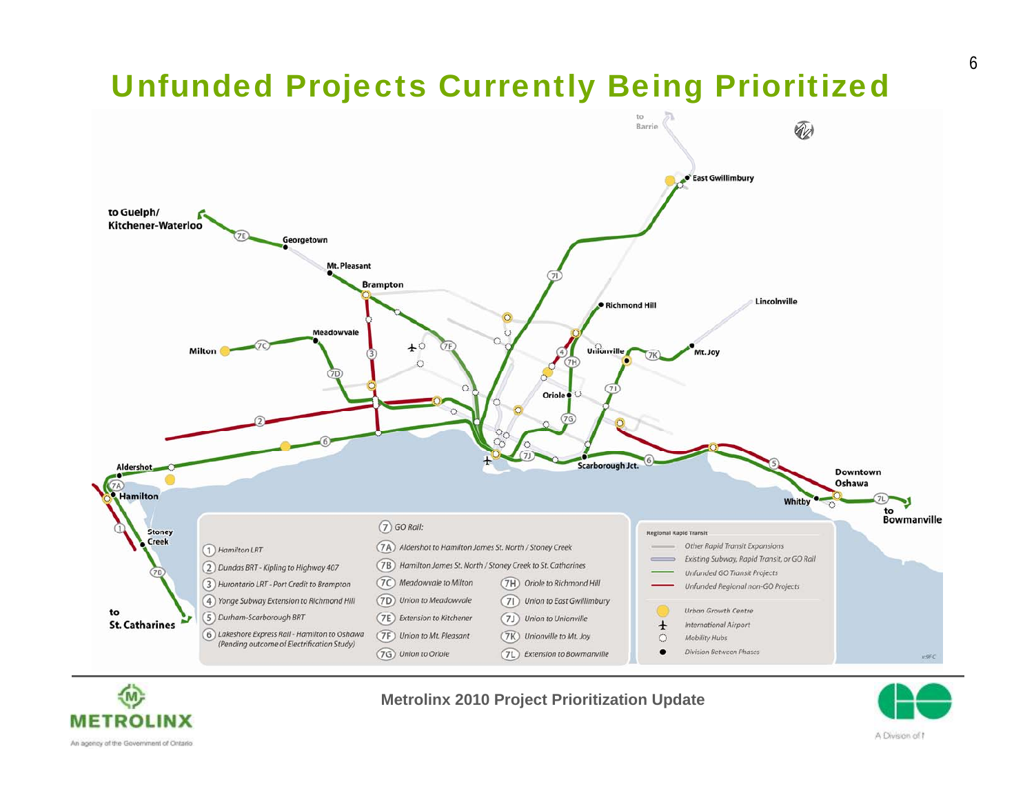# Unfunded Projects Currently Being Prioritized

to Barrie

East Gwillimbury

to Guelph/ Kitchener-Waterloo

Georgetown

Mt. Pleasant

Brampton

Richmond Hill

Lincolnville

Meadowvale

Milton

Unionville

Mt. Joy

Oriole

Aldershot

Scarborough Jct.

Downtown Oshawa

Hamilton

Whitby

to Bowmanville

Stoney Creek

to St. Catharines

| | 7 GO Rail: | | Regional Rapid Transit | |
|---|---|---|---|---|
| 1 Hamilton LRT | 7A Aldershot to Hamilton James St. North / Stoney Creek | | | Other Rapid Transit Expansions |
| 2 Dundas BRT - Kipling to Highway 407 | 7B Hamilton James St. North / Stoney Creek to St. Catharines | | | Existing Subway, Rapid Transit, or GO Rail |
| 3 Hurontario LRT - Port Credit to Brampton | 7C Meadowvale to Milton | 7H Oriole to Richmond Hill | | Unfunded GO Transit Projects |
| 4 Yonge Subway Extension to Richmond Hill | 7D Union to Meadowvale | 7I Union to East Gwillimbury | | Unfunded Regional non-GO Projects |
| 5 Durham-Scarborough BRT | 7E Extension to Kitchener | 7J Union to Unionville | | Urban Growth Centre |
| 6 Lakeshore Express Rail - Hamilton to Oshawa (Pending outcome of Electrification Study) | 7F Union to Mt. Pleasant | 7K Unionville to Mt. Joy | | International Airport |
| | 7G Union to Oriole | 7L Extension to Bowmanville | | Mobility Hubs |
| | | | | Division Between Phases |

Metrolinx 2010 Project Prioritization Update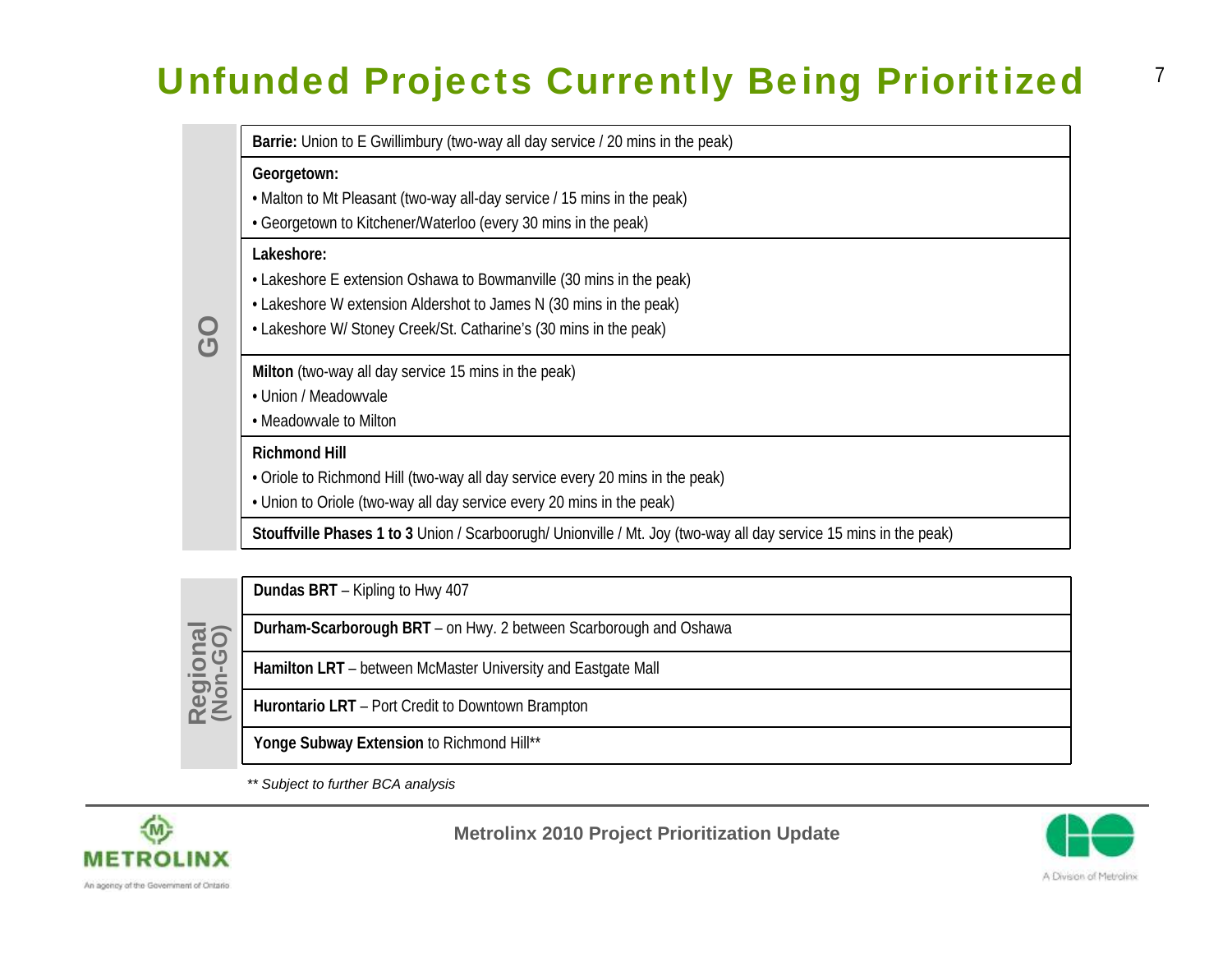# Unfunded Projects Currently Being Prioritized

| | |
|---|---|
| **GO** | **Barrie:** Union to E Gwillimbury (two-way all day service / 20 mins in the peak) |
| | **Georgetown:**<br>• Malton to Mt Pleasant (two-way all-day service / 15 mins in the peak)<br>• Georgetown to Kitchener/Waterloo (every 30 mins in the peak) |
| | **Lakeshore:**<br>• Lakeshore E extension Oshawa to Bowmanville (30 mins in the peak)<br>• Lakeshore W extension Aldershot to James N (30 mins in the peak)<br>• Lakeshore W/ Stoney Creek/St. Catharine's (30 mins in the peak) |
| | **Milton** (two-way all day service 15 mins in the peak)<br>• Union / Meadowvale<br>• Meadowvale to Milton |
| | **Richmond Hill**<br>• Oriole to Richmond Hill (two-way all day service every 20 mins in the peak)<br>• Union to Oriole (two-way all day service every 20 mins in the peak) |
| | **Stouffville Phases 1 to 3** Union / Scarboorugh/ Unionville / Mt. Joy (two-way all day service 15 mins in the peak) |

| | |
|---|---|
| **Regional (Non-GO)** | **Dundas BRT** – Kipling to Hwy 407 |
| | **Durham-Scarborough BRT** – on Hwy. 2 between Scarborough and Oshawa |
| | **Hamilton LRT** – between McMaster University and Eastgate Mall |
| | **Hurontario LRT** – Port Credit to Downtown Brampton |
| | **Yonge Subway Extension** to Richmond Hill** |

*** Subject to further BCA analysis*

Metrolinx 2010 Project Prioritization Update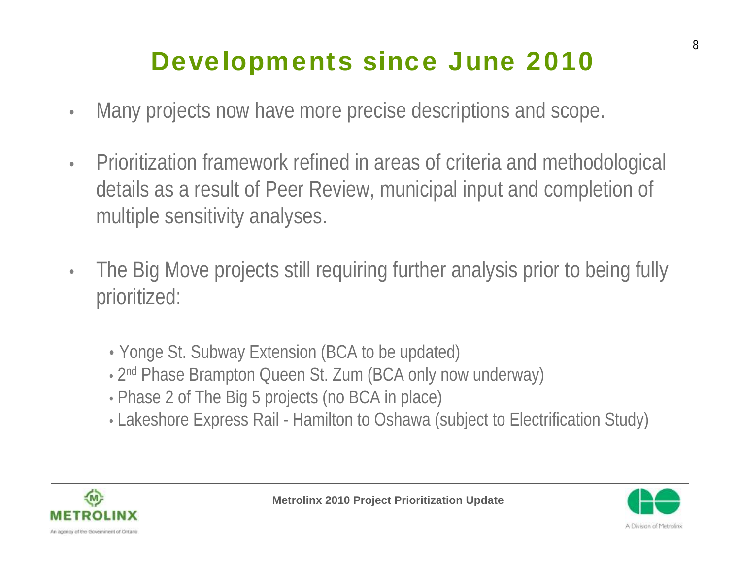# Developments since June 2010

- Many projects now have more precise descriptions and scope.
- Prioritization framework refined in areas of criteria and methodological details as a result of Peer Review, municipal input and completion of multiple sensitivity analyses.
- The Big Move projects still requiring further analysis prior to being fully prioritized:
  - Yonge St. Subway Extension (BCA to be updated)
  - 2nd Phase Brampton Queen St. Zum (BCA only now underway)
  - Phase 2 of The Big 5 projects (no BCA in place)
  - Lakeshore Express Rail - Hamilton to Oshawa (subject to Electrification Study)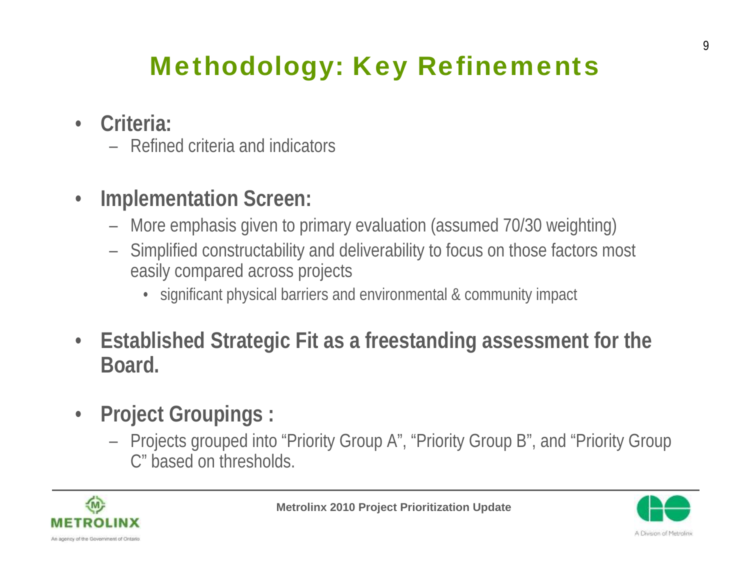# Methodology: Key Refinements

- **Criteria:**
  - Refined criteria and indicators
- **Implementation Screen:**
  - More emphasis given to primary evaluation (assumed 70/30 weighting)
  - Simplified constructability and deliverability to focus on those factors most easily compared across projects
    - significant physical barriers and environmental & community impact
- **Established Strategic Fit as a freestanding assessment for the Board.**
- **Project Groupings :**
  - Projects grouped into "Priority Group A", "Priority Group B", and "Priority Group C" based on thresholds.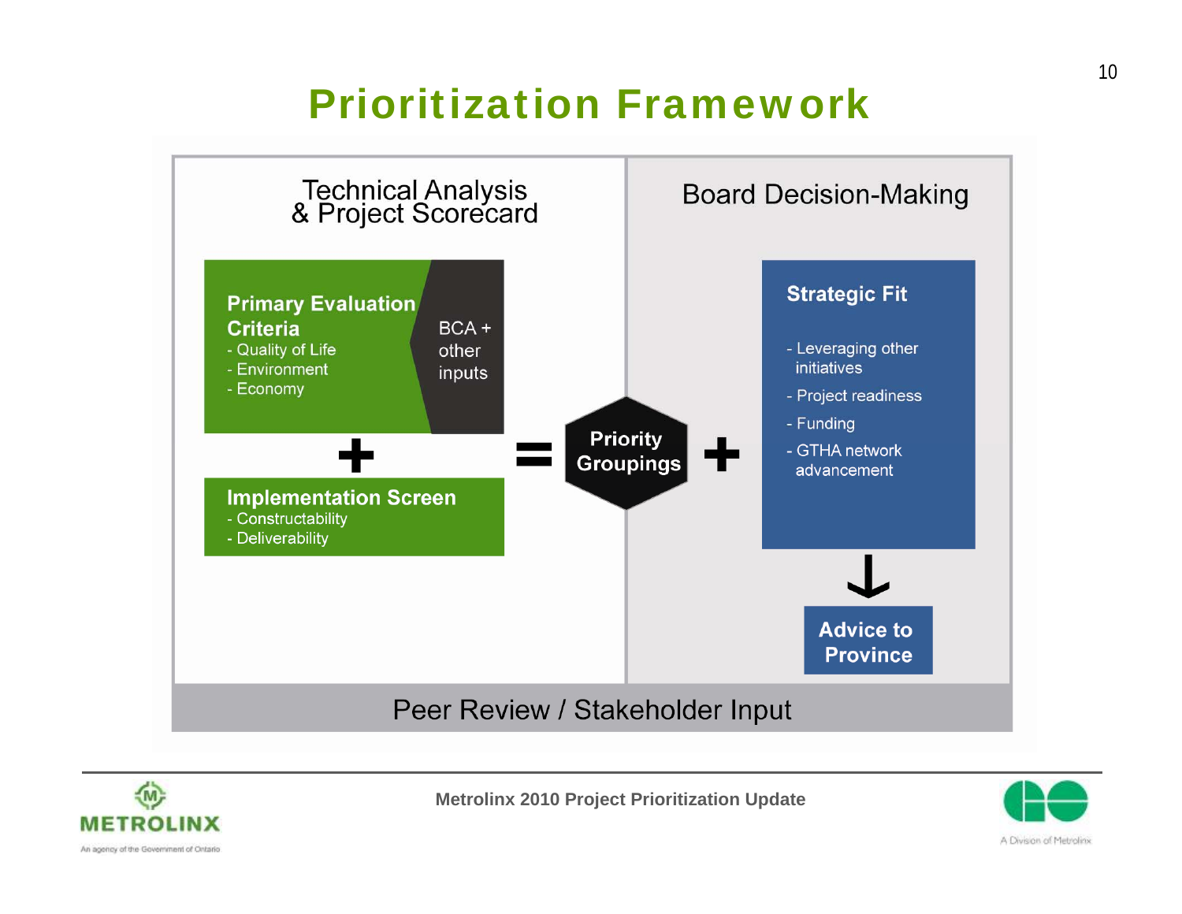# Prioritization Framework

## Technical Analysis & Project Scorecard

**Primary Evaluation Criteria**
- Quality of Life
- Environment
- Economy

BCA + other inputs

**+**

**Implementation Screen**
- Constructability
- Deliverability

**=**

**Priority Groupings**

**+**

## Board Decision-Making

**Strategic Fit**

- Leveraging other initiatives
- Project readiness
- Funding
- GTHA network advancement

↓

**Advice to Province**

Peer Review / Stakeholder Input

Metrolinx 2010 Project Prioritization Update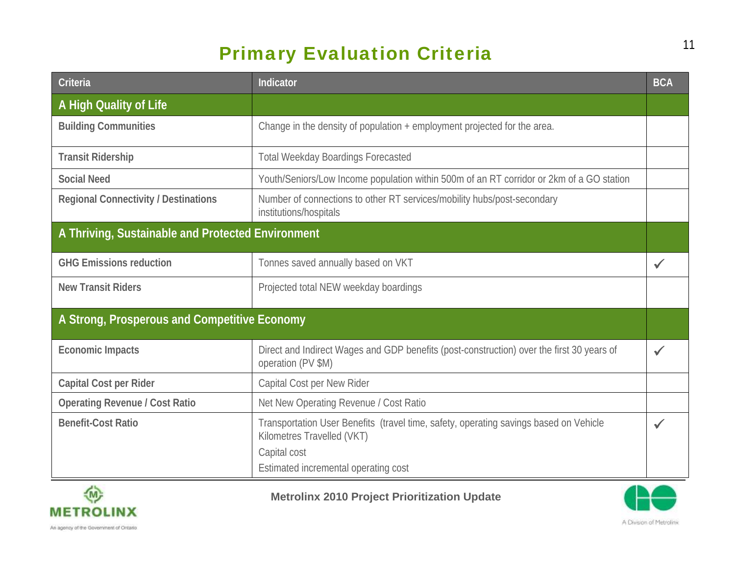# Primary Evaluation Criteria

| Criteria | Indicator | BCA |
|---|---|---|
| **A High Quality of Life** | | |
| **Building Communities** | Change in the density of population + employment projected for the area. | |
| **Transit Ridership** | Total Weekday Boardings Forecasted | |
| **Social Need** | Youth/Seniors/Low Income population within 500m of an RT corridor or 2km of a GO station | |
| **Regional Connectivity / Destinations** | Number of connections to other RT services/mobility hubs/post-secondary institutions/hospitals | |
| **A Thriving, Sustainable and Protected Environment** | | |
| **GHG Emissions reduction** | Tonnes saved annually based on VKT | ✓ |
| **New Transit Riders** | Projected total NEW weekday boardings | |
| **A Strong, Prosperous and Competitive Economy** | | |
| **Economic Impacts** | Direct and Indirect Wages and GDP benefits (post-construction) over the first 30 years of operation (PV $M) | ✓ |
| **Capital Cost per Rider** | Capital Cost per New Rider | |
| **Operating Revenue / Cost Ratio** | Net New Operating Revenue / Cost Ratio | |
| **Benefit-Cost Ratio** | Transportation User Benefits (travel time, safety, operating savings based on Vehicle Kilometres Travelled (VKT)<br>Capital cost<br>Estimated incremental operating cost | ✓ |

Metrolinx 2010 Project Prioritization Update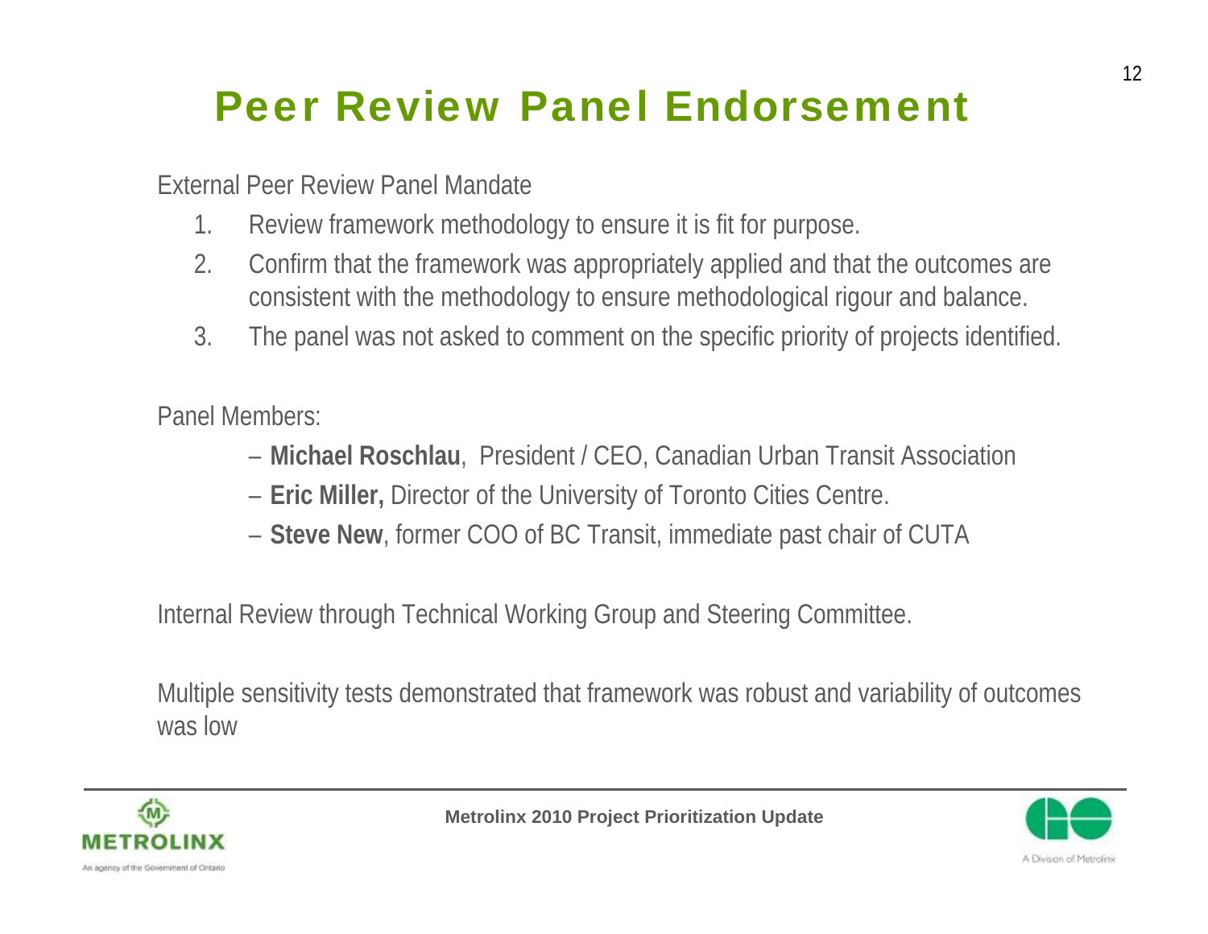# Peer Review Panel Endorsement

External Peer Review Panel Mandate

1. Review framework methodology to ensure it is fit for purpose.
2. Confirm that the framework was appropriately applied and that the outcomes are consistent with the methodology to ensure methodological rigour and balance.
3. The panel was not asked to comment on the specific priority of projects identified.

Panel Members:

- **Michael Roschlau**, President / CEO, Canadian Urban Transit Association
- **Eric Miller,** Director of the University of Toronto Cities Centre.
- **Steve New**, former COO of BC Transit, immediate past chair of CUTA

Internal Review through Technical Working Group and Steering Committee.

Multiple sensitivity tests demonstrated that framework was robust and variability of outcomes was low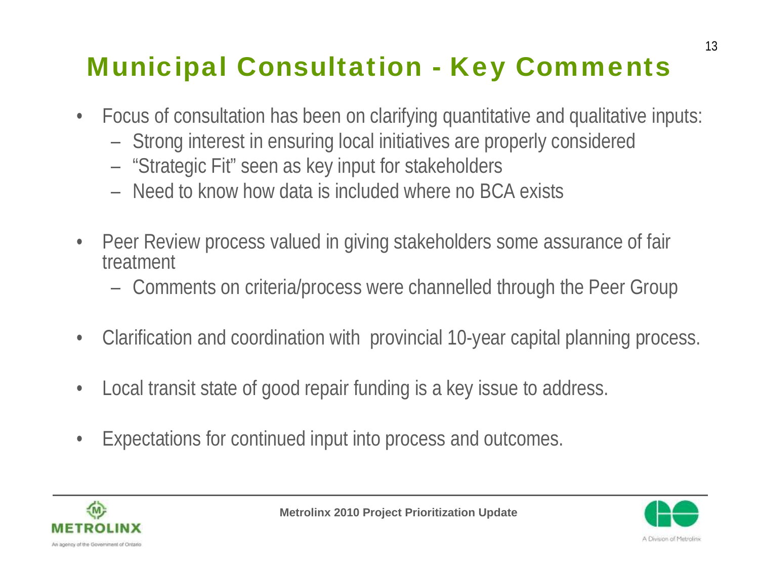# Municipal Consultation - Key Comments

- Focus of consultation has been on clarifying quantitative and qualitative inputs:
  - Strong interest in ensuring local initiatives are properly considered
  - "Strategic Fit" seen as key input for stakeholders
  - Need to know how data is included where no BCA exists
- Peer Review process valued in giving stakeholders some assurance of fair treatment
  - Comments on criteria/process were channelled through the Peer Group
- Clarification and coordination with provincial 10-year capital planning process.
- Local transit state of good repair funding is a key issue to address.
- Expectations for continued input into process and outcomes.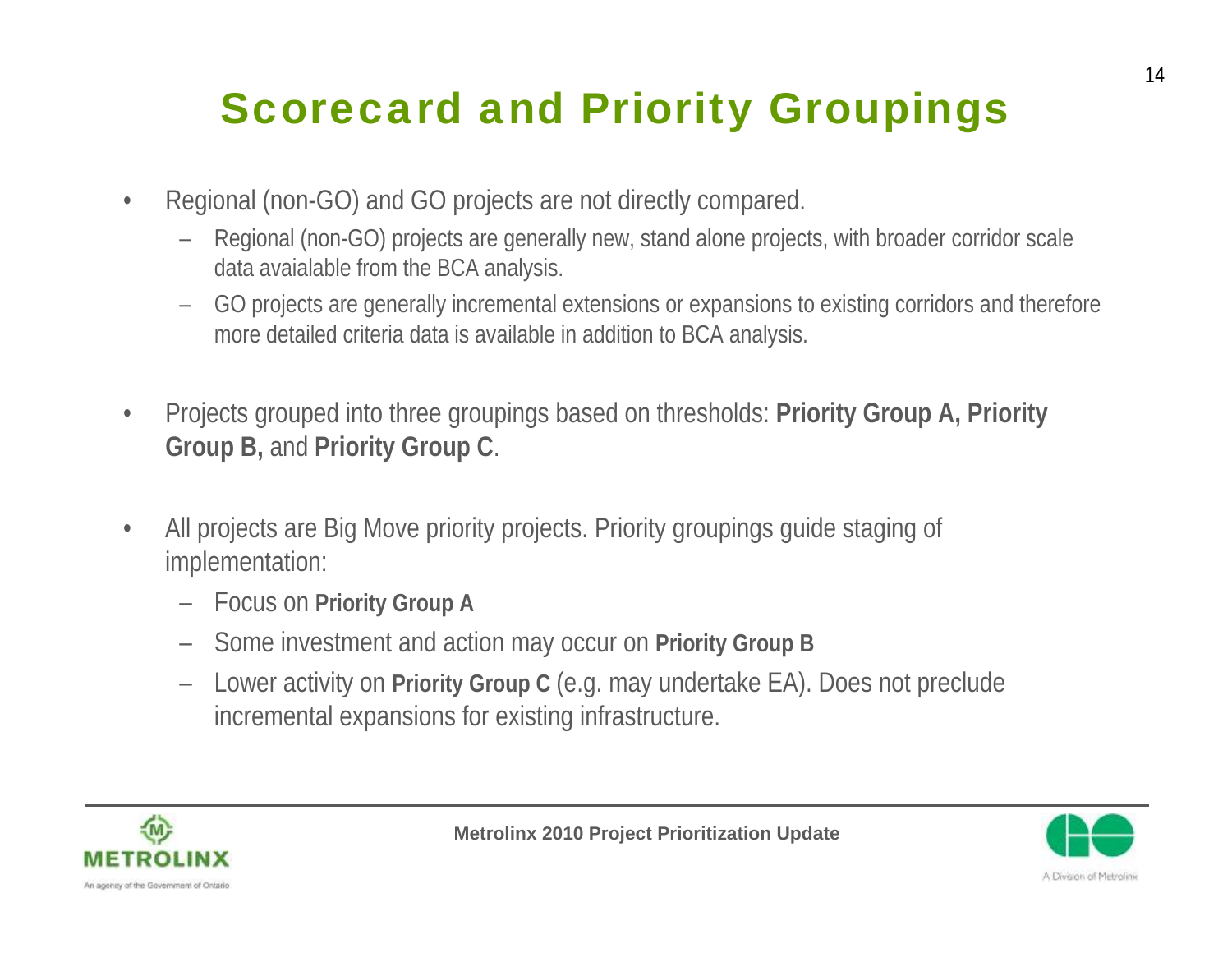# Scorecard and Priority Groupings

- Regional (non-GO) and GO projects are not directly compared.
  - Regional (non-GO) projects are generally new, stand alone projects, with broader corridor scale data avaialable from the BCA analysis.
  - GO projects are generally incremental extensions or expansions to existing corridors and therefore more detailed criteria data is available in addition to BCA analysis.

- Projects grouped into three groupings based on thresholds: **Priority Group A, Priority Group B,** and **Priority Group C**.

- All projects are Big Move priority projects. Priority groupings guide staging of implementation:
  - Focus on **Priority Group A**
  - Some investment and action may occur on **Priority Group B**
  - Lower activity on **Priority Group C** (e.g. may undertake EA). Does not preclude incremental expansions for existing infrastructure.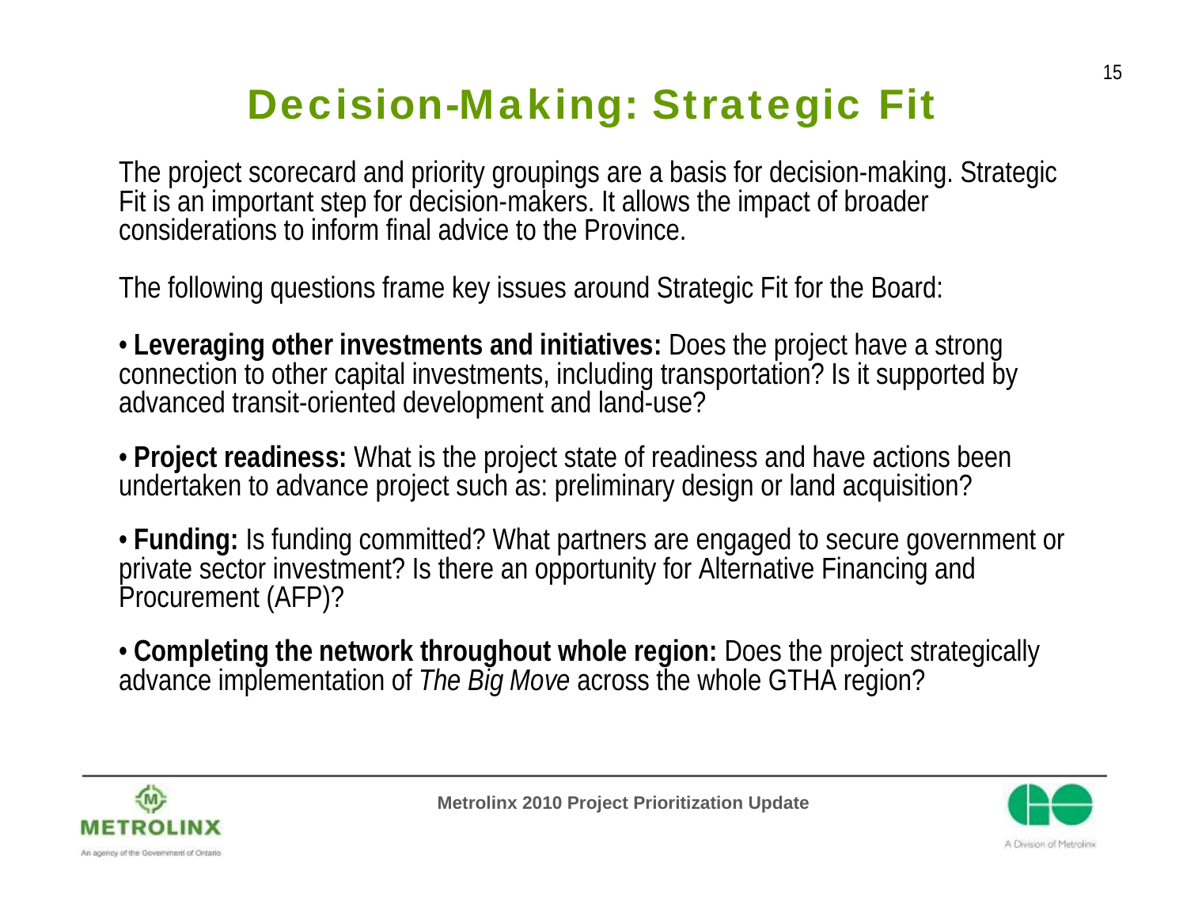# Decision-Making: Strategic Fit

The project scorecard and priority groupings are a basis for decision-making. Strategic Fit is an important step for decision-makers. It allows the impact of broader considerations to inform final advice to the Province.

The following questions frame key issues around Strategic Fit for the Board:

- **Leveraging other investments and initiatives:** Does the project have a strong connection to other capital investments, including transportation? Is it supported by advanced transit-oriented development and land-use?

- **Project readiness:** What is the project state of readiness and have actions been undertaken to advance project such as: preliminary design or land acquisition?

- **Funding:** Is funding committed? What partners are engaged to secure government or private sector investment? Is there an opportunity for Alternative Financing and Procurement (AFP)?

- **Completing the network throughout whole region:** Does the project strategically advance implementation of *The Big Move* across the whole GTHA region?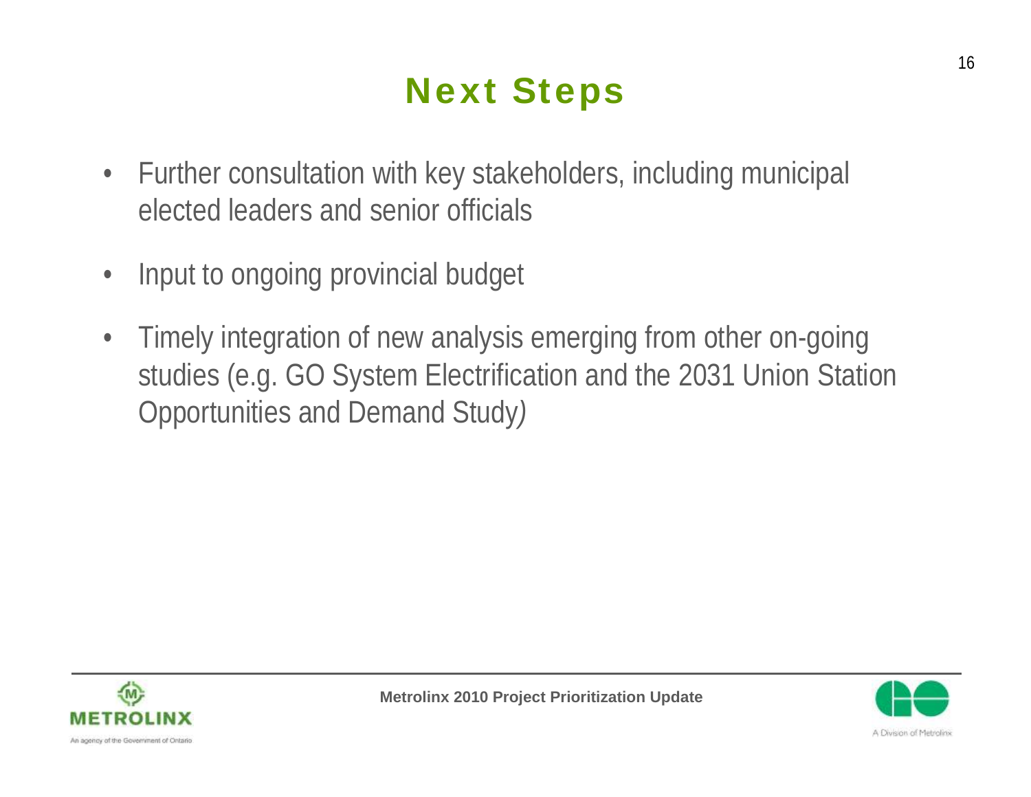# Next Steps

- Further consultation with key stakeholders, including municipal elected leaders and senior officials
- Input to ongoing provincial budget
- Timely integration of new analysis emerging from other on-going studies (e.g. GO System Electrification and the 2031 Union Station Opportunities and Demand Study)